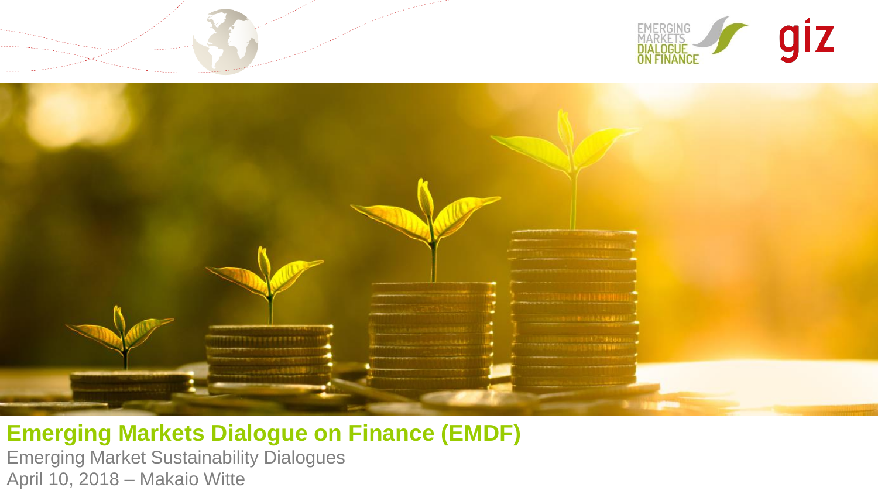# Emerging Markets Dialogue on Finance (EMDF)

Emerging Market Sustainability Dialogues

April 10, 2018 – Makaio Witte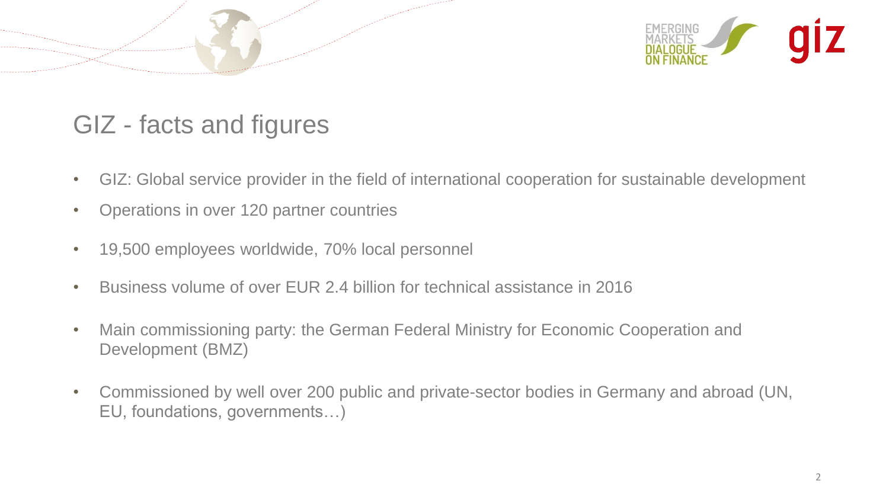# GIZ - facts and figures

- GIZ: Global service provider in the field of international cooperation for sustainable development
- Operations in over 120 partner countries
- 19,500 employees worldwide, 70% local personnel
- Business volume of over EUR 2.4 billion for technical assistance in 2016
- Main commissioning party: the German Federal Ministry for Economic Cooperation and Development (BMZ)
- Commissioned by well over 200 public and private-sector bodies in Germany and abroad (UN, EU, foundations, governments…)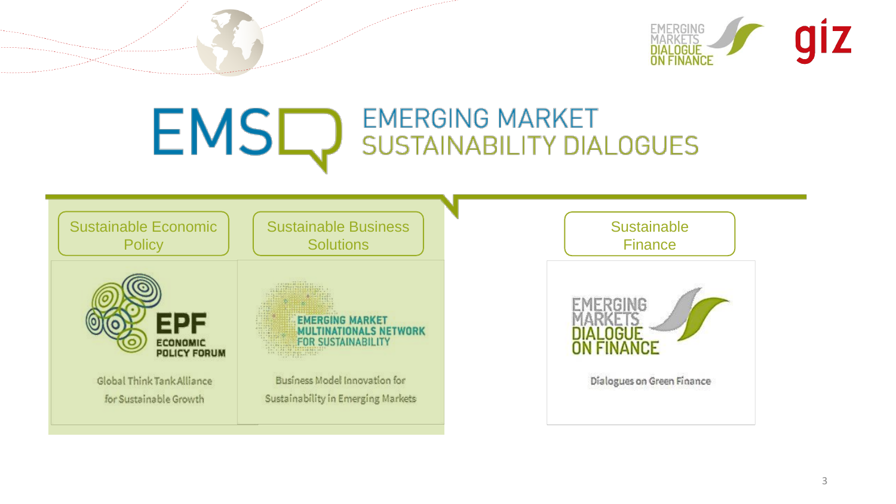# EMSD EMERGING MARKET SUSTAINABILITY DIALOGUES

## Sustainable Economic Policy

EPF ECONOMIC POLICY FORUM

Global Think Tank Alliance for Sustainable Growth

## Sustainable Business Solutions

EMERGING MARKET MULTINATIONALS NETWORK FOR SUSTAINABILITY

Business Model Innovation for Sustainability in Emerging Markets

## Sustainable Finance

EMERGING MARKETS DIALOGUE ON FINANCE

Dialogues on Green Finance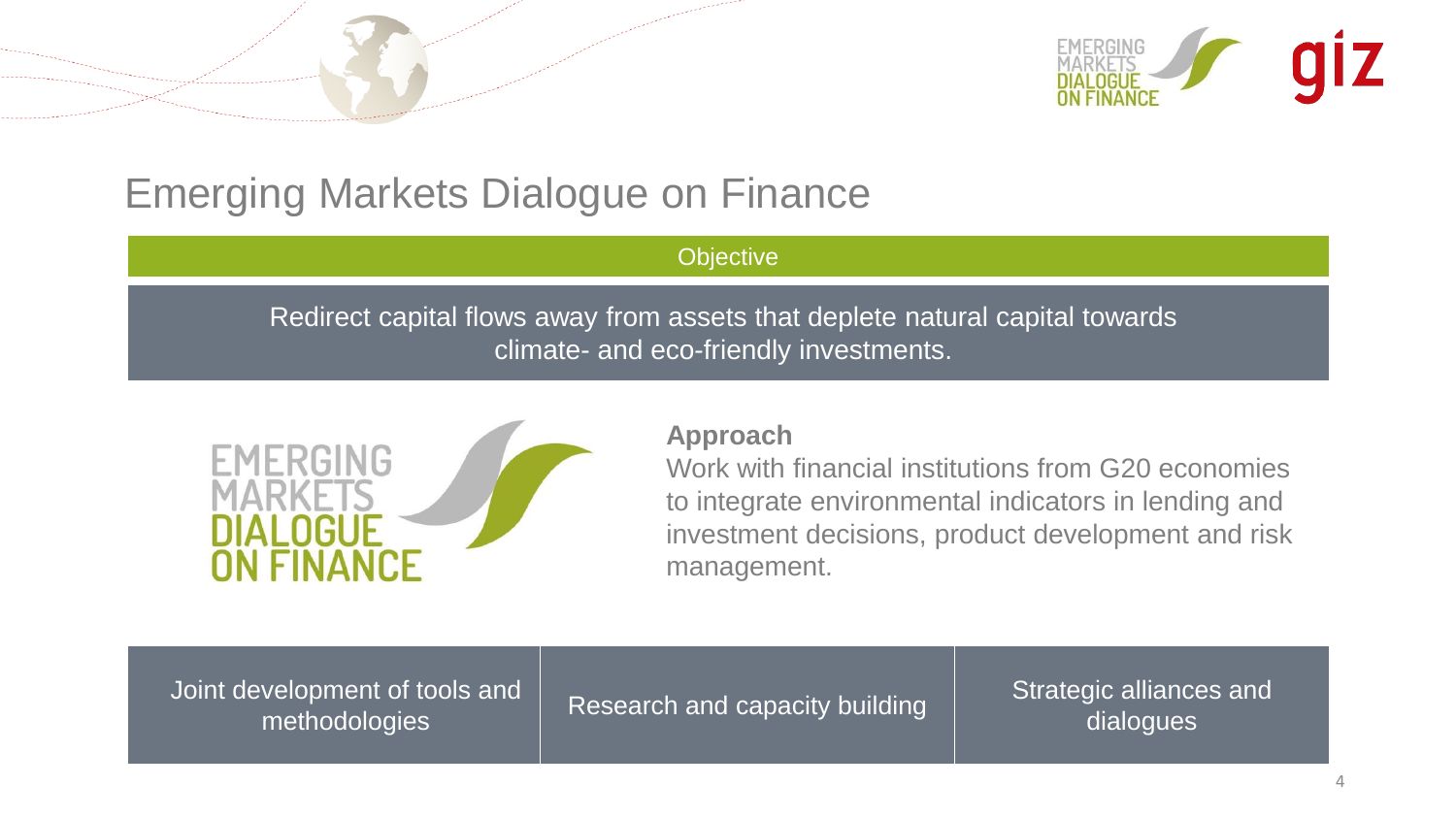# Emerging Markets Dialogue on Finance

**Objective**

Redirect capital flows away from assets that deplete natural capital towards climate- and eco-friendly investments.

**Approach**

Work with financial institutions from G20 economies to integrate environmental indicators in lending and investment decisions, product development and risk management.

| Joint development of tools and methodologies | Research and capacity building | Strategic alliances and dialogues |
| --- | --- | --- |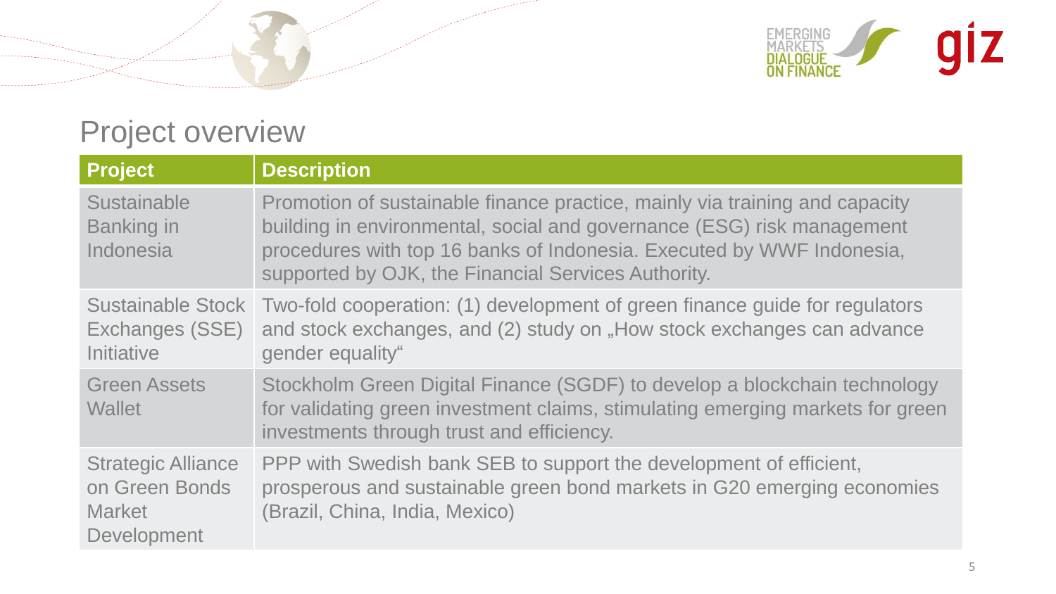# Project overview

| Project | Description |
|---|---|
| Sustainable Banking in Indonesia | Promotion of sustainable finance practice, mainly via training and capacity building in environmental, social and governance (ESG) risk management procedures with top 16 banks of Indonesia. Executed by WWF Indonesia, supported by OJK, the Financial Services Authority. |
| Sustainable Stock Exchanges (SSE) Initiative | Two-fold cooperation: (1) development of green finance guide for regulators and stock exchanges, and (2) study on „How stock exchanges can advance gender equality“ |
| Green Assets Wallet | Stockholm Green Digital Finance (SGDF) to develop a blockchain technology for validating green investment claims, stimulating emerging markets for green investments through trust and efficiency. |
| Strategic Alliance on Green Bonds Market Development | PPP with Swedish bank SEB to support the development of efficient, prosperous and sustainable green bond markets in G20 emerging economies (Brazil, China, India, Mexico) |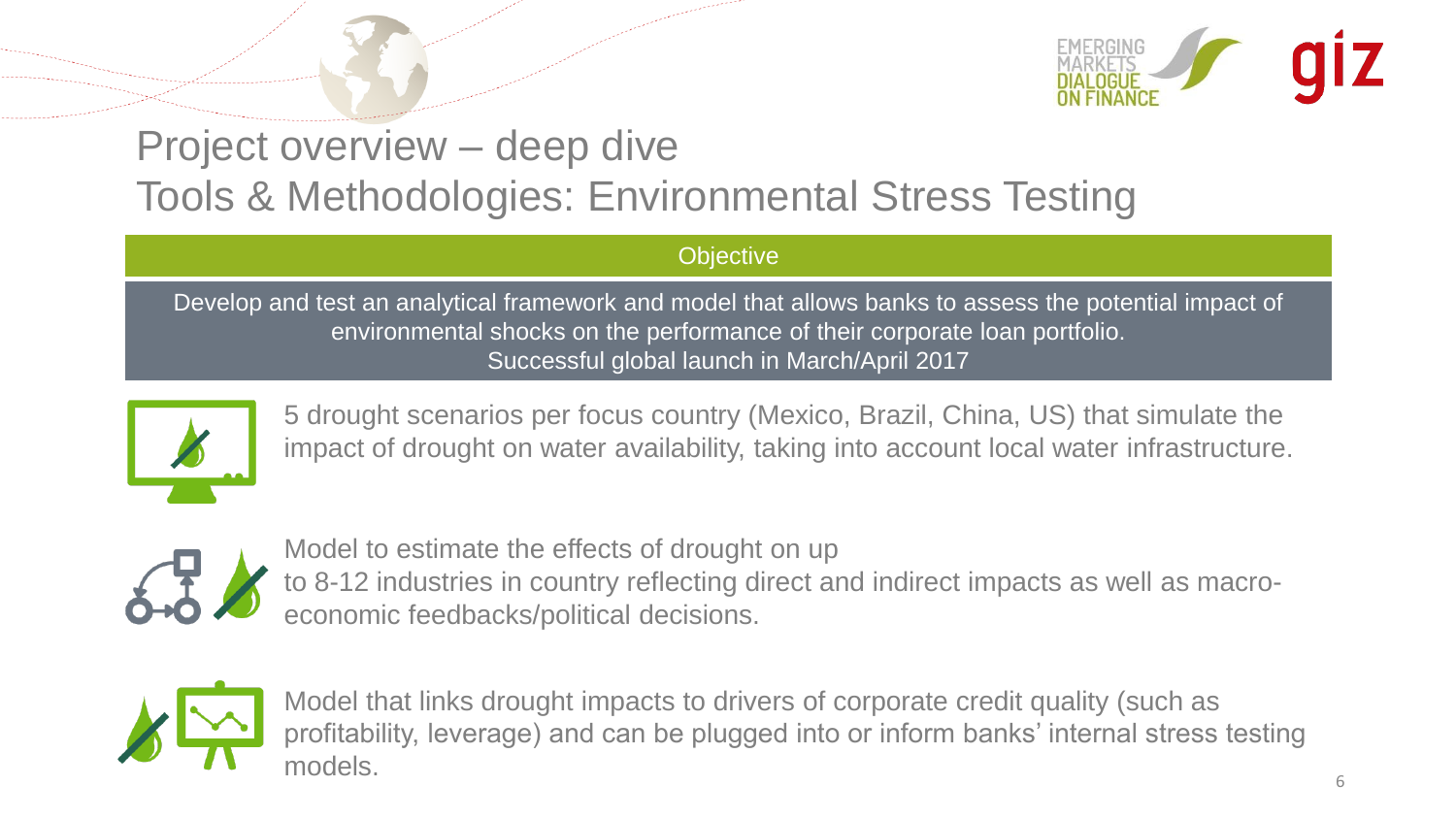# Project overview – deep dive

## Tools & Methodologies: Environmental Stress Testing

**Objective**

Develop and test an analytical framework and model that allows banks to assess the potential impact of environmental shocks on the performance of their corporate loan portfolio.
Successful global launch in March/April 2017

- 5 drought scenarios per focus country (Mexico, Brazil, China, US) that simulate the impact of drought on water availability, taking into account local water infrastructure.

- Model to estimate the effects of drought on up to 8-12 industries in country reflecting direct and indirect impacts as well as macro-economic feedbacks/political decisions.

- Model that links drought impacts to drivers of corporate credit quality (such as profitability, leverage) and can be plugged into or inform banks' internal stress testing models.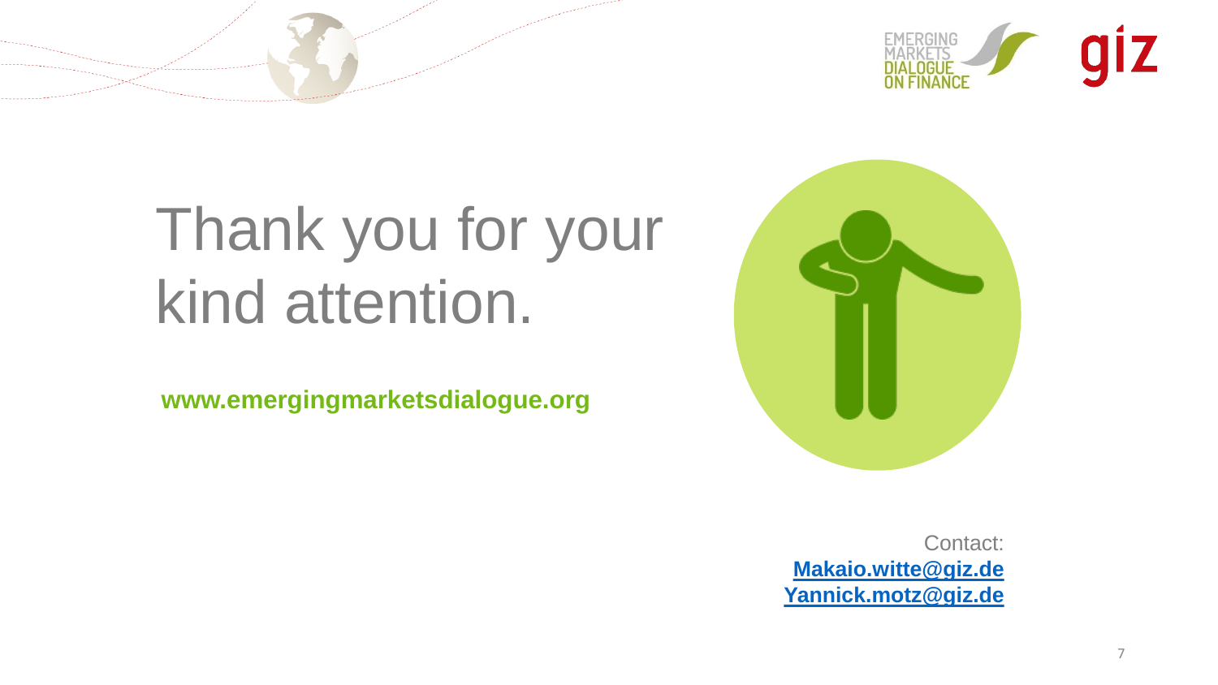# Thank you for your kind attention.

**www.emergingmarketsdialogue.org**

Contact:
**Makaio.witte@giz.de**
**Yannick.motz@giz.de**